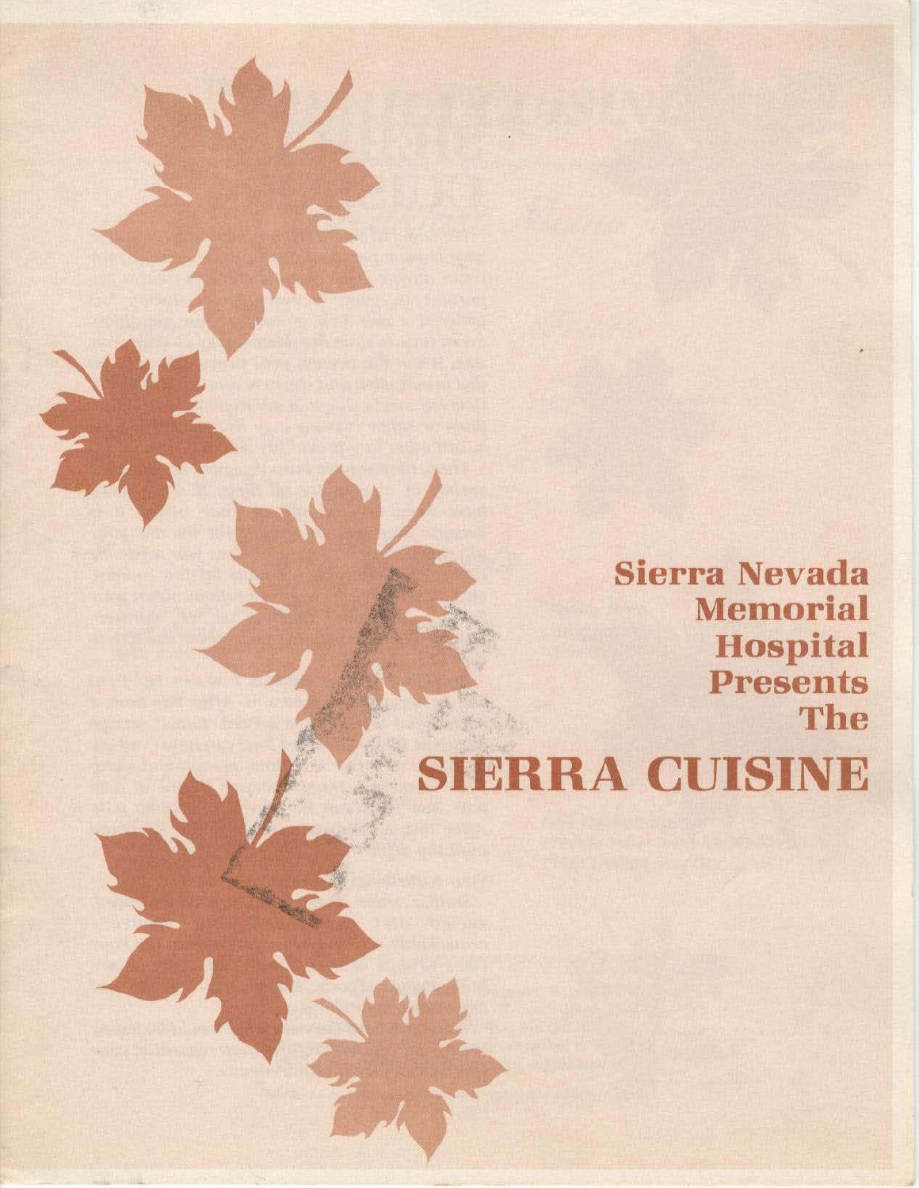Sierra Nevada Memorial Hospital Presents The

# SIERRA CUISINE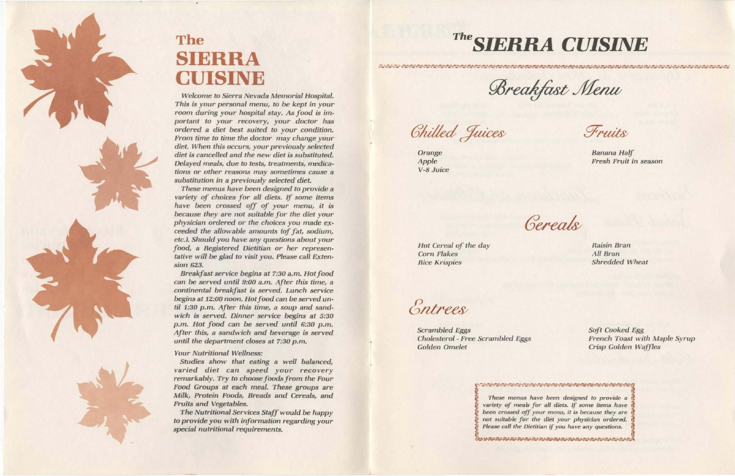# The SIERRA CUISINE

*Welcome to Sierra Nevada Memorial Hospital. This is your personal menu, to be kept in your room during your hospital stay. As food is important to your recovery, your doctor has ordered a diet best suited to your condition. From time to time the doctor may change your diet. When this occurs, your previously selected diet is cancelled and the new diet is substituted. Delayed meals, due to tests, treatments, medications or other reasons may sometimes cause a substitution in a previously selected diet.*

*These menus have been designed to provide a variety of choices for all diets. If some items have been crossed off of your menu, it is because they are not suitable for the diet your physician ordered or the choices you made exceeded the allowable amounts (of fat, sodium, etc.). Should you have any questions about your food, a Registered Dietitian or her representative will be glad to visit you. Please call Extension 623.*

*Breakfast service begins at 7:30 a.m. Hot food can be served until 9:00 a.m. After this time, a continental breakfast is served. Lunch service begins at 12:00 noon. Hot food can be served until 1:30 p.m. After this time, a soup and sandwich is served. Dinner service begins at 5:30 p.m. Hot food can be served until 6:30 p.m. After this, a sandwich and beverage is served until the department closes at 7:30 p.m.*

*Your Nutritional Wellness:*

*Studies show that eating a well balanced, varied diet can speed your recovery remarkably. Try to choose foods from the Four Food Groups at each meal. These groups are Milk, Protein Foods, Breads and Cereals, and Fruits and Vegetables.*

*The Nutritional Services Staff would be happy to provide you with information regarding your special nutritional requirements.*

# The SIERRA CUISINE

## *Breakfast Menu*

### *Chilled Juices*

*Orange*
*Apple*
*V-8 Juice*

### *Fruits*

*Banana Half*
*Fresh Fruit in season*

### *Cereals*

*Hot Cereal of the day*
*Corn Flakes*
*Rice Krispies*
*Raisin Bran*
*All Bran*
*Shredded Wheat*

### *Entrees*

*Scrambled Eggs*
*Cholesterol - Free Scrambled Eggs*
*Golden Omelet*
*Soft Cooked Egg*
*French Toast with Maple Syrup*
*Crisp Golden Waffles*

*These menus have been designed to provide a variety of meals for all diets. If some items have been crossed off your menu, it is because they are not suitable for the diet your physician ordered. Please call the Dietitian if you have any questions.*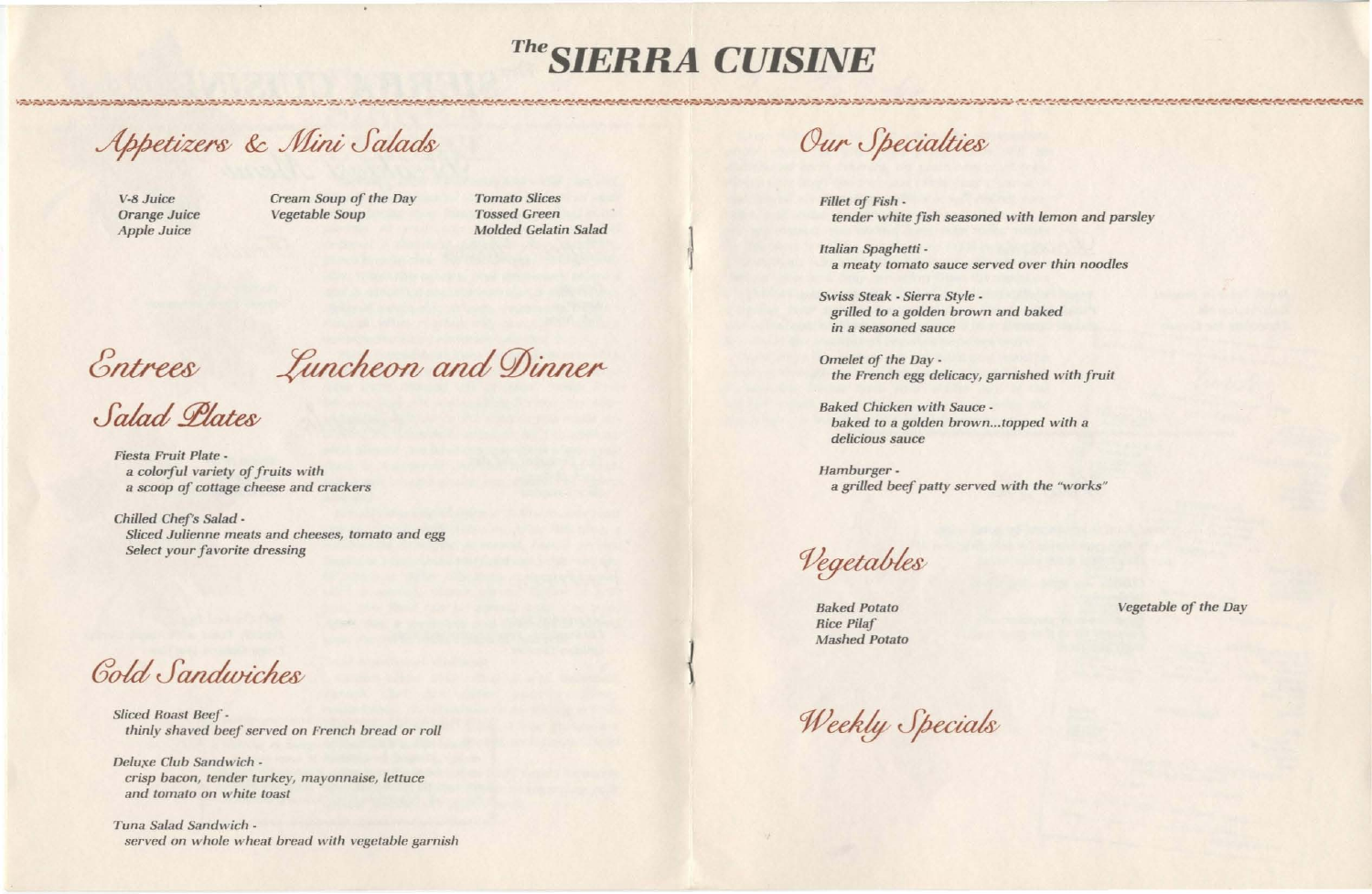# *The* SIERRA CUISINE

## Appetizers & Mini Salads

*V-8 Juice*
*Orange Juice*
*Apple Juice*

*Cream Soup of the Day*
*Vegetable Soup*

*Tomato Slices*
*Tossed Green*
*Molded Gelatin Salad*

## Entrees — Luncheon and Dinner

## Salad Plates

*Fiesta Fruit Plate -*
*a colorful variety of fruits with a scoop of cottage cheese and crackers*

*Chilled Chef's Salad -*
*Sliced Julienne meats and cheeses, tomato and egg*
*Select your favorite dressing*

## Cold Sandwiches

*Sliced Roast Beef -*
*thinly shaved beef served on French bread or roll*

*Deluxe Club Sandwich -*
*crisp bacon, tender turkey, mayonnaise, lettuce and tomato on white toast*

*Tuna Salad Sandwich -*
*served on whole wheat bread with vegetable garnish*

## Our Specialties

*Fillet of Fish -*
*tender white fish seasoned with lemon and parsley*

*Italian Spaghetti -*
*a meaty tomato sauce served over thin noodles*

*Swiss Steak - Sierra Style -*
*grilled to a golden brown and baked in a seasoned sauce*

*Omelet of the Day -*
*the French egg delicacy, garnished with fruit*

*Baked Chicken with Sauce -*
*baked to a golden brown...topped with a delicious sauce*

*Hamburger -*
*a grilled beef patty served with the "works"*

## Vegetables

*Baked Potato*
*Rice Pilaf*
*Mashed Potato*

*Vegetable of the Day*

## Weekly Specials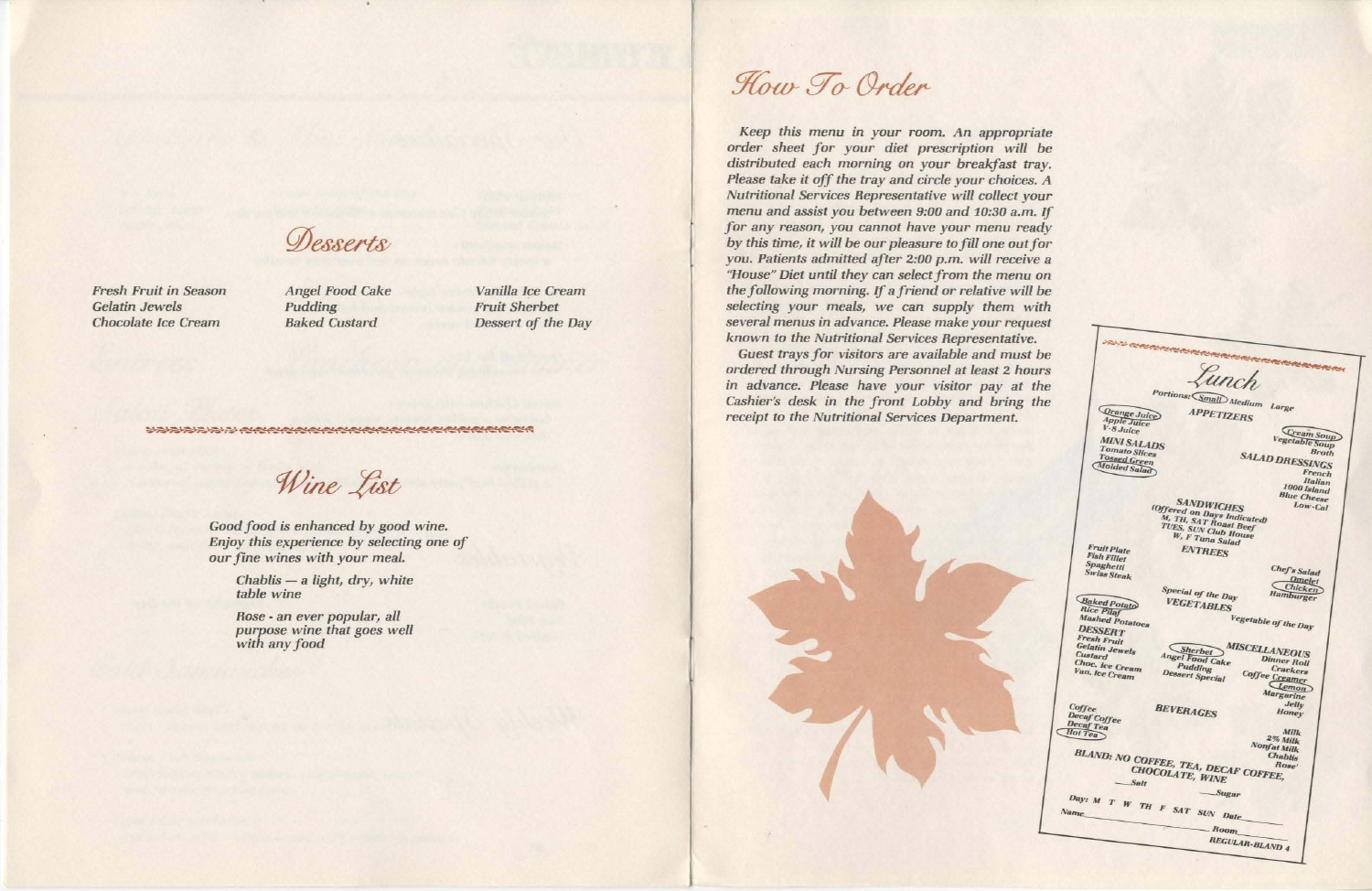## Desserts

*Fresh Fruit in Season*
*Gelatin Jewels*
*Chocolate Ice Cream*
*Angel Food Cake*
*Pudding*
*Baked Custard*
*Vanilla Ice Cream*
*Fruit Sherbet*
*Dessert of the Day*

## Wine List

*Good food is enhanced by good wine. Enjoy this experience by selecting one of our fine wines with your meal.*

*Chablis — a light, dry, white table wine*

*Rose - an ever popular, all purpose wine that goes well with any food*

## How To Order

*Keep this menu in your room. An appropriate order sheet for your diet prescription will be distributed each morning on your breakfast tray. Please take it off the tray and circle your choices. A Nutritional Services Representative will collect your menu and assist you between 9:00 and 10:30 a.m. If for any reason, you cannot have your menu ready by this time, it will be our pleasure to fill one out for you. Patients admitted after 2:00 p.m. will receive a "House" Diet until they can select from the menu on the following morning. If a friend or relative will be selecting your meals, we can supply them with several menus in advance. Please make your request known to the Nutritional Services Representative.*

*Guest trays for visitors are available and must be ordered through Nursing Personnel at least 2 hours in advance. Please have your visitor pay at the Cashier's desk in the front Lobby and bring the receipt to the Nutritional Services Department.*

### Lunch

Portions: Small Medium Large

**APPETIZERS**

Orange Juice
Apple Juice
V-8 Juice

Cream Soup
Vegetable Soup
Broth

**MINI SALADS**
Tomato Slices
Tossed Green
Molded Salad

**SALAD DRESSINGS**
French
Italian
1000 Island
Blue Cheese
Low-Cal

**SANDWICHES**
(Offered on Days Indicated)
M, TH, SAT Roast Beef
TUES, SUN Club House
W, F Tuna Salad

**ENTREES**

Fruit Plate
Fish Fillet
Spaghetti
Swiss Steak

Chef's Salad
Omelet
Chicken
Hamburger

Special of the Day

**VEGETABLES**

Baked Potato
Rice Pilaf
Mashed Potatoes

Vegetable of the Day

**DESSERT**
Fresh Fruit
Gelatin Jewels
Custard
Choc. Ice Cream
Van. Ice Cream

Sherbet
Angel Food Cake
Pudding
Dessert Special

**MISCELLANEOUS**
Dinner Roll
Crackers
Coffee Creamer
Lemon
Margarine
Jelly
Honey

**BEVERAGES**

Coffee
Decaf Coffee
Decaf Tea
Hot Tea

Milk
2% Milk
Nonfat Milk
Chablis
Rose'

BLAND: NO COFFEE, TEA, DECAF COFFEE, CHOCOLATE, WINE

___Salt ___Sugar

Day: M T W TH F SAT SUN Date___

Name___ Room___

REGULAR-BLAND 4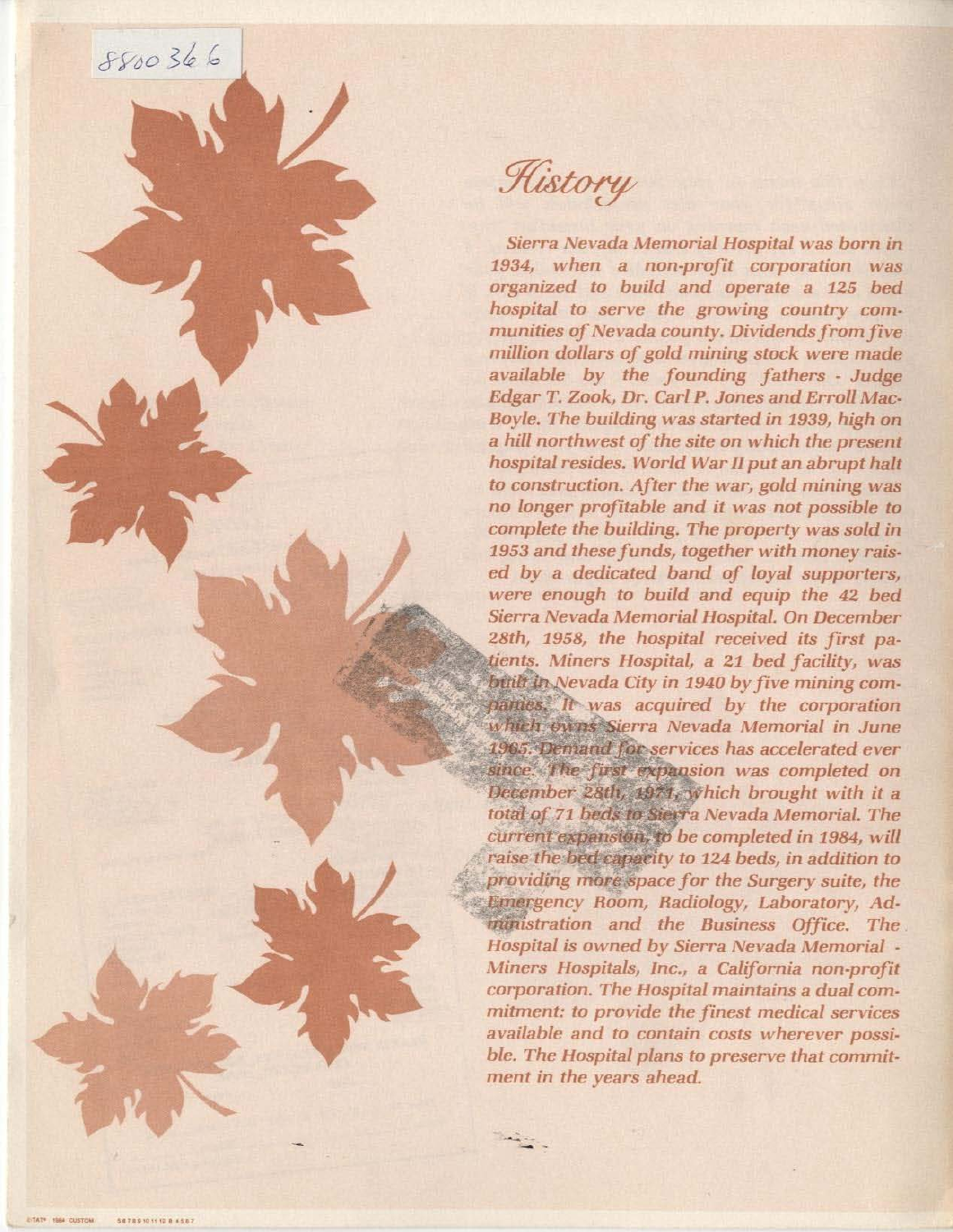# History

*Sierra Nevada Memorial Hospital was born in 1934, when a non-profit corporation was organized to build and operate a 125 bed hospital to serve the growing country communities of Nevada county. Dividends from five million dollars of gold mining stock were made available by the founding fathers - Judge Edgar T. Zook, Dr. Carl P. Jones and Erroll MacBoyle. The building was started in 1939, high on a hill northwest of the site on which the present hospital resides. World War II put an abrupt halt to construction. After the war, gold mining was no longer profitable and it was not possible to complete the building. The property was sold in 1953 and these funds, together with money raised by a dedicated band of loyal supporters, were enough to build and equip the 42 bed Sierra Nevada Memorial Hospital. On December 28th, 1958, the hospital received its first patients. Miners Hospital, a 21 bed facility, was built in Nevada City in 1940 by five mining companies. It was acquired by the corporation which owns Sierra Nevada Memorial in June 1965. Demand for services has accelerated ever since. The first expansion was completed on December 28th, 1971, which brought with it a total of 71 beds to Sierra Nevada Memorial. The current expansion, to be completed in 1984, will raise the bed capacity to 124 beds, in addition to providing more space for the Surgery suite, the Emergency Room, Radiology, Laboratory, Administration and the Business Office. The Hospital is owned by Sierra Nevada Memorial - Miners Hospitals, Inc., a California non-profit corporation. The Hospital maintains a dual commitment: to provide the finest medical services available and to contain costs wherever possible. The Hospital plans to preserve that commitment in the years ahead.*